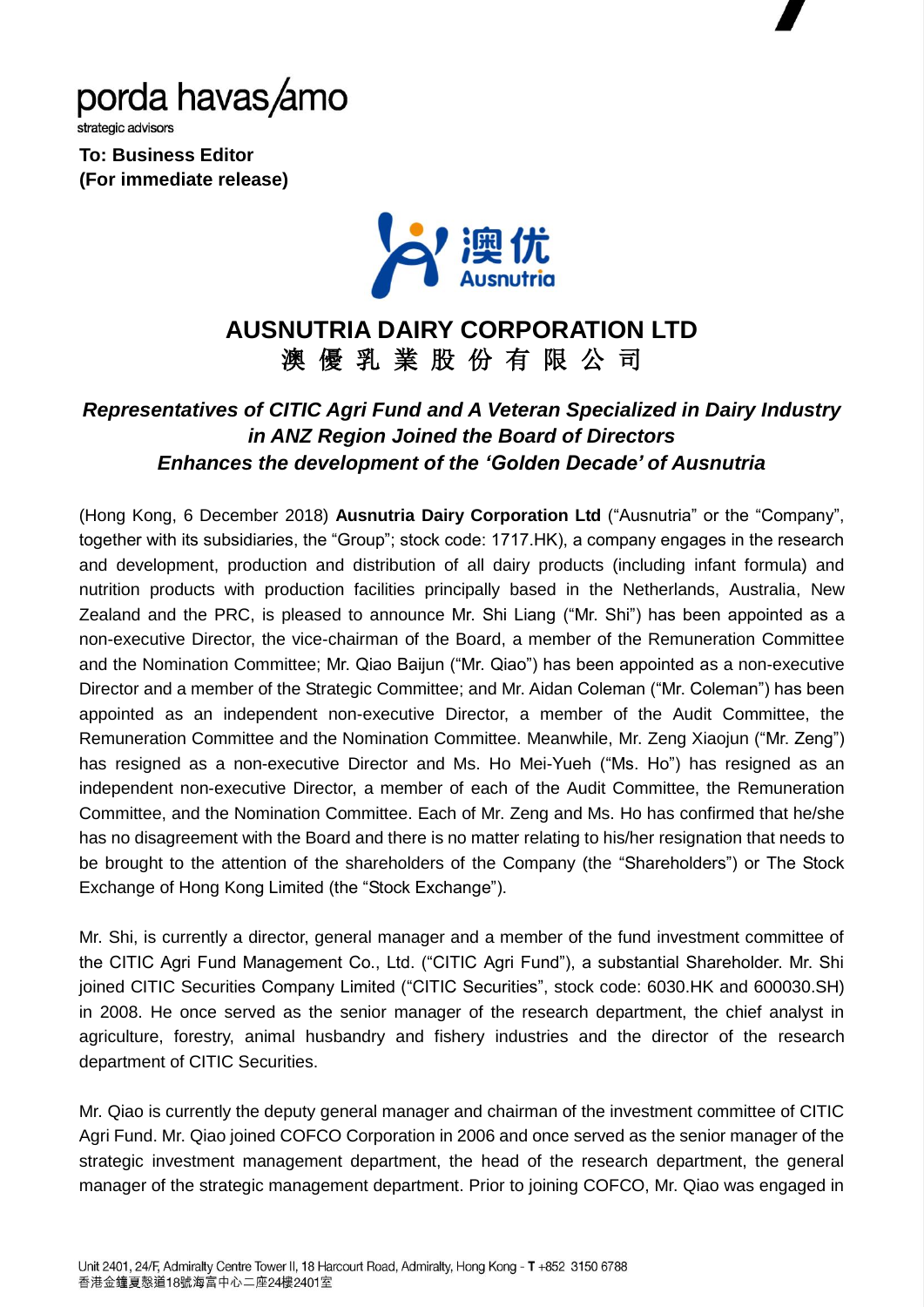porda havas/amo
strategic advisors

**To: Business Editor**
**(For immediate release)**

澳优
Ausnutria

# AUSNUTRIA DAIRY CORPORATION LTD
# 澳 優 乳 業 股 份 有 限 公 司

## *Representatives of CITIC Agri Fund and A Veteran Specialized in Dairy Industry in ANZ Region Joined the Board of Directors Enhances the development of the 'Golden Decade' of Ausnutria*

(Hong Kong, 6 December 2018) **Ausnutria Dairy Corporation Ltd** ("Ausnutria" or the "Company", together with its subsidiaries, the "Group"; stock code: 1717.HK), a company engages in the research and development, production and distribution of all dairy products (including infant formula) and nutrition products with production facilities principally based in the Netherlands, Australia, New Zealand and the PRC, is pleased to announce Mr. Shi Liang ("Mr. Shi") has been appointed as a non-executive Director, the vice-chairman of the Board, a member of the Remuneration Committee and the Nomination Committee; Mr. Qiao Baijun ("Mr. Qiao") has been appointed as a non-executive Director and a member of the Strategic Committee; and Mr. Aidan Coleman ("Mr. Coleman") has been appointed as an independent non-executive Director, a member of the Audit Committee, the Remuneration Committee and the Nomination Committee. Meanwhile, Mr. Zeng Xiaojun ("Mr. Zeng") has resigned as a non-executive Director and Ms. Ho Mei-Yueh ("Ms. Ho") has resigned as an independent non-executive Director, a member of each of the Audit Committee, the Remuneration Committee, and the Nomination Committee. Each of Mr. Zeng and Ms. Ho has confirmed that he/she has no disagreement with the Board and there is no matter relating to his/her resignation that needs to be brought to the attention of the shareholders of the Company (the "Shareholders") or The Stock Exchange of Hong Kong Limited (the "Stock Exchange").

Mr. Shi, is currently a director, general manager and a member of the fund investment committee of the CITIC Agri Fund Management Co., Ltd. ("CITIC Agri Fund"), a substantial Shareholder. Mr. Shi joined CITIC Securities Company Limited ("CITIC Securities", stock code: 6030.HK and 600030.SH) in 2008. He once served as the senior manager of the research department, the chief analyst in agriculture, forestry, animal husbandry and fishery industries and the director of the research department of CITIC Securities.

Mr. Qiao is currently the deputy general manager and chairman of the investment committee of CITIC Agri Fund. Mr. Qiao joined COFCO Corporation in 2006 and once served as the senior manager of the strategic investment management department, the head of the research department, the general manager of the strategic management department. Prior to joining COFCO, Mr. Qiao was engaged in

Unit 2401, 24/F, Admiralty Centre Tower II, 18 Harcourt Road, Admiralty, Hong Kong - T +852 3150 6788
香港金鐘夏慤道18號海富中心二座24樓2401室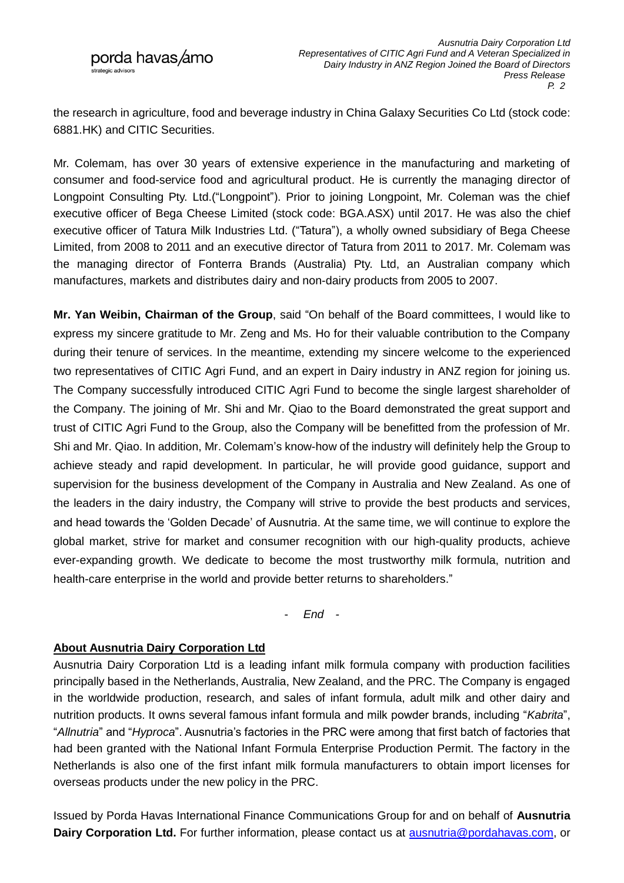the research in agriculture, food and beverage industry in China Galaxy Securities Co Ltd (stock code: 6881.HK) and CITIC Securities.

Mr. Colemam, has over 30 years of extensive experience in the manufacturing and marketing of consumer and food-service food and agricultural product. He is currently the managing director of Longpoint Consulting Pty. Ltd.("Longpoint"). Prior to joining Longpoint, Mr. Coleman was the chief executive officer of Bega Cheese Limited (stock code: BGA.ASX) until 2017. He was also the chief executive officer of Tatura Milk Industries Ltd. ("Tatura"), a wholly owned subsidiary of Bega Cheese Limited, from 2008 to 2011 and an executive director of Tatura from 2011 to 2017. Mr. Colemam was the managing director of Fonterra Brands (Australia) Pty. Ltd, an Australian company which manufactures, markets and distributes dairy and non-dairy products from 2005 to 2007.

**Mr. Yan Weibin, Chairman of the Group**, said "On behalf of the Board committees, I would like to express my sincere gratitude to Mr. Zeng and Ms. Ho for their valuable contribution to the Company during their tenure of services. In the meantime, extending my sincere welcome to the experienced two representatives of CITIC Agri Fund, and an expert in Dairy industry in ANZ region for joining us. The Company successfully introduced CITIC Agri Fund to become the single largest shareholder of the Company. The joining of Mr. Shi and Mr. Qiao to the Board demonstrated the great support and trust of CITIC Agri Fund to the Group, also the Company will be benefitted from the profession of Mr. Shi and Mr. Qiao. In addition, Mr. Colemam's know-how of the industry will definitely help the Group to achieve steady and rapid development. In particular, he will provide good guidance, support and supervision for the business development of the Company in Australia and New Zealand. As one of the leaders in the dairy industry, the Company will strive to provide the best products and services, and head towards the 'Golden Decade' of Ausnutria. At the same time, we will continue to explore the global market, strive for market and consumer recognition with our high-quality products, achieve ever-expanding growth. We dedicate to become the most trustworthy milk formula, nutrition and health-care enterprise in the world and provide better returns to shareholders."

*- End -*

## About Ausnutria Dairy Corporation Ltd

Ausnutria Dairy Corporation Ltd is a leading infant milk formula company with production facilities principally based in the Netherlands, Australia, New Zealand, and the PRC. The Company is engaged in the worldwide production, research, and sales of infant formula, adult milk and other dairy and nutrition products. It owns several famous infant formula and milk powder brands, including "*Kabrita*", "*Allnutria*" and "*Hyproca*". Ausnutria's factories in the PRC were among that first batch of factories that had been granted with the National Infant Formula Enterprise Production Permit. The factory in the Netherlands is also one of the first infant milk formula manufacturers to obtain import licenses for overseas products under the new policy in the PRC.

Issued by Porda Havas International Finance Communications Group for and on behalf of **Ausnutria Dairy Corporation Ltd.** For further information, please contact us at ausnutria@pordahavas.com, or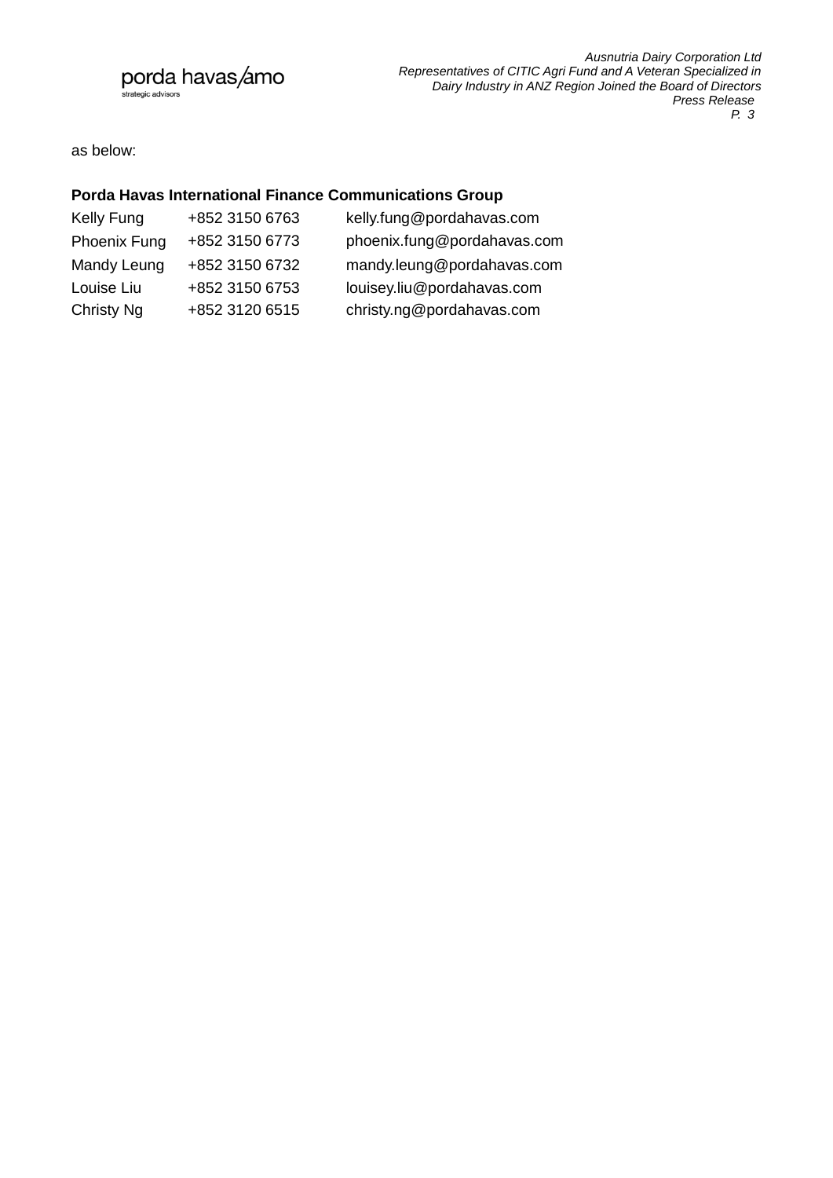as below:

**Porda Havas International Finance Communications Group**

| | | |
|---|---|---|
| Kelly Fung | +852 3150 6763 | kelly.fung@pordahavas.com |
| Phoenix Fung | +852 3150 6773 | phoenix.fung@pordahavas.com |
| Mandy Leung | +852 3150 6732 | mandy.leung@pordahavas.com |
| Louise Liu | +852 3150 6753 | louisey.liu@pordahavas.com |
| Christy Ng | +852 3120 6515 | christy.ng@pordahavas.com |